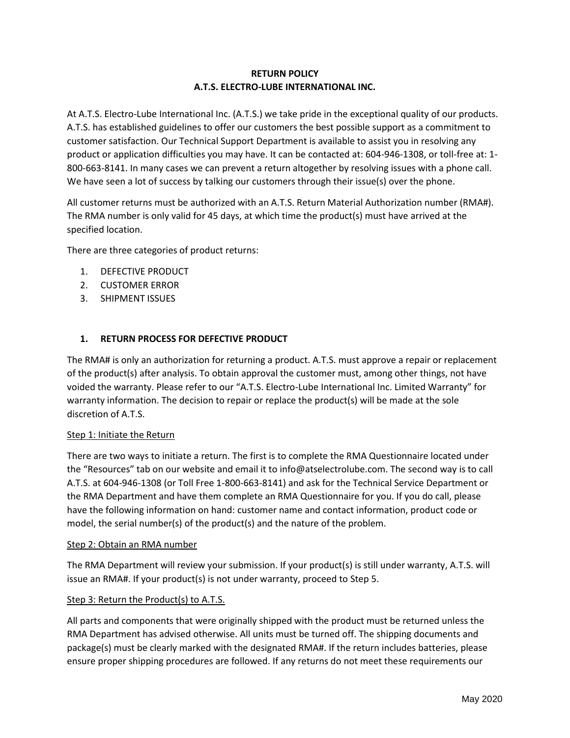# RETURN POLICY
# A.T.S. ELECTRO-LUBE INTERNATIONAL INC.

At A.T.S. Electro-Lube International Inc. (A.T.S.) we take pride in the exceptional quality of our products. A.T.S. has established guidelines to offer our customers the best possible support as a commitment to customer satisfaction. Our Technical Support Department is available to assist you in resolving any product or application difficulties you may have. It can be contacted at: 604-946-1308, or toll-free at: 1-800-663-8141. In many cases we can prevent a return altogether by resolving issues with a phone call. We have seen a lot of success by talking our customers through their issue(s) over the phone.

All customer returns must be authorized with an A.T.S. Return Material Authorization number (RMA#). The RMA number is only valid for 45 days, at which time the product(s) must have arrived at the specified location.

There are three categories of product returns:

1. DEFECTIVE PRODUCT
2. CUSTOMER ERROR
3. SHIPMENT ISSUES

## 1. RETURN PROCESS FOR DEFECTIVE PRODUCT

The RMA# is only an authorization for returning a product. A.T.S. must approve a repair or replacement of the product(s) after analysis. To obtain approval the customer must, among other things, not have voided the warranty. Please refer to our "A.T.S. Electro-Lube International Inc. Limited Warranty" for warranty information. The decision to repair or replace the product(s) will be made at the sole discretion of A.T.S.

<u>Step 1: Initiate the Return</u>

There are two ways to initiate a return. The first is to complete the RMA Questionnaire located under the "Resources" tab on our website and email it to info@atselectrolube.com. The second way is to call A.T.S. at 604-946-1308 (or Toll Free 1-800-663-8141) and ask for the Technical Service Department or the RMA Department and have them complete an RMA Questionnaire for you. If you do call, please have the following information on hand: customer name and contact information, product code or model, the serial number(s) of the product(s) and the nature of the problem.

<u>Step 2: Obtain an RMA number</u>

The RMA Department will review your submission. If your product(s) is still under warranty, A.T.S. will issue an RMA#. If your product(s) is not under warranty, proceed to Step 5.

<u>Step 3: Return the Product(s) to A.T.S.</u>

All parts and components that were originally shipped with the product must be returned unless the RMA Department has advised otherwise. All units must be turned off. The shipping documents and package(s) must be clearly marked with the designated RMA#. If the return includes batteries, please ensure proper shipping procedures are followed. If any returns do not meet these requirements our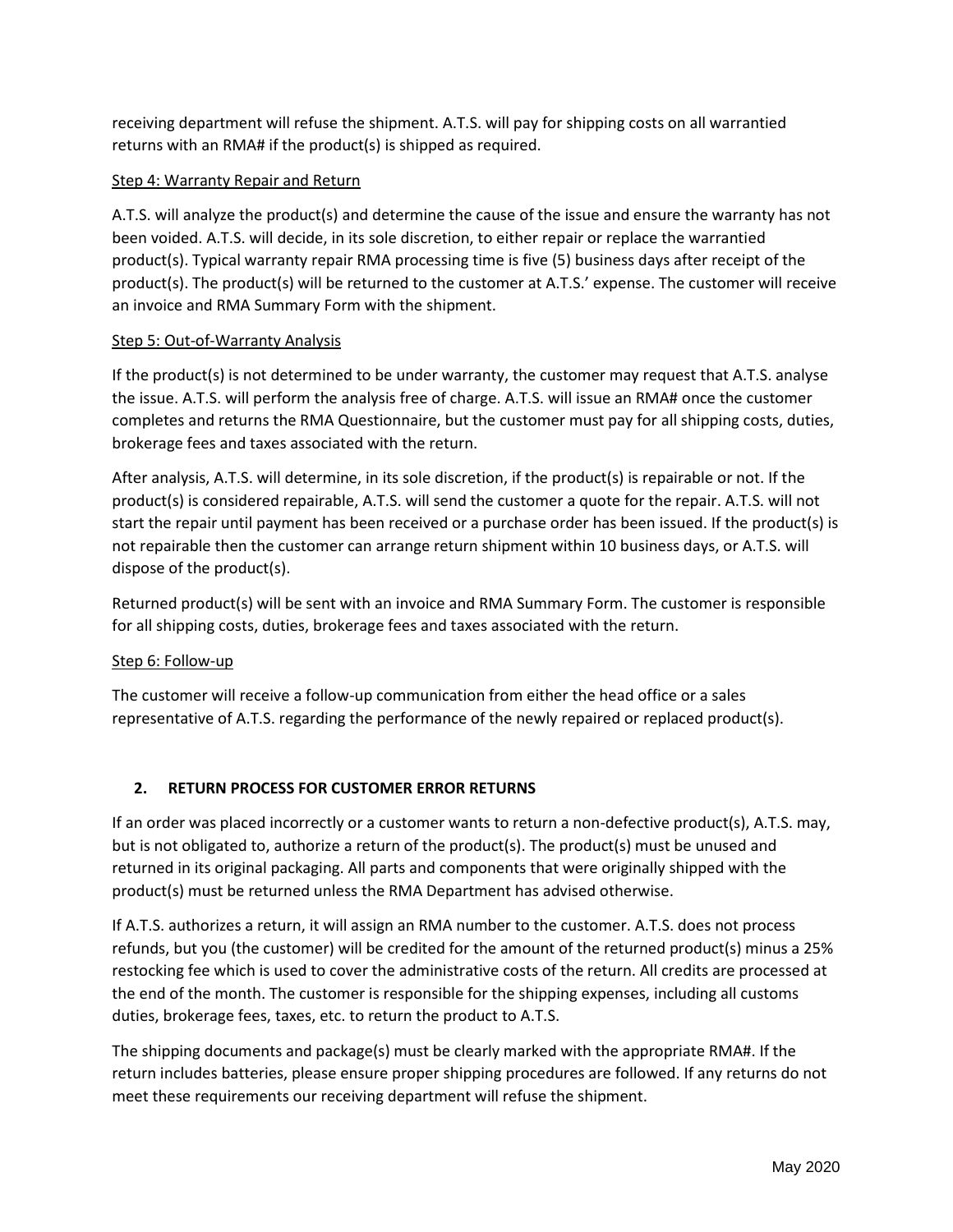receiving department will refuse the shipment. A.T.S. will pay for shipping costs on all warrantied returns with an RMA# if the product(s) is shipped as required.

Step 4: Warranty Repair and Return

A.T.S. will analyze the product(s) and determine the cause of the issue and ensure the warranty has not been voided. A.T.S. will decide, in its sole discretion, to either repair or replace the warrantied product(s). Typical warranty repair RMA processing time is five (5) business days after receipt of the product(s). The product(s) will be returned to the customer at A.T.S.' expense. The customer will receive an invoice and RMA Summary Form with the shipment.

Step 5: Out-of-Warranty Analysis

If the product(s) is not determined to be under warranty, the customer may request that A.T.S. analyse the issue. A.T.S. will perform the analysis free of charge. A.T.S. will issue an RMA# once the customer completes and returns the RMA Questionnaire, but the customer must pay for all shipping costs, duties, brokerage fees and taxes associated with the return.

After analysis, A.T.S. will determine, in its sole discretion, if the product(s) is repairable or not. If the product(s) is considered repairable, A.T.S. will send the customer a quote for the repair. A.T.S. will not start the repair until payment has been received or a purchase order has been issued. If the product(s) is not repairable then the customer can arrange return shipment within 10 business days, or A.T.S. will dispose of the product(s).

Returned product(s) will be sent with an invoice and RMA Summary Form. The customer is responsible for all shipping costs, duties, brokerage fees and taxes associated with the return.

Step 6: Follow-up

The customer will receive a follow-up communication from either the head office or a sales representative of A.T.S. regarding the performance of the newly repaired or replaced product(s).

## 2. RETURN PROCESS FOR CUSTOMER ERROR RETURNS

If an order was placed incorrectly or a customer wants to return a non-defective product(s), A.T.S. may, but is not obligated to, authorize a return of the product(s). The product(s) must be unused and returned in its original packaging. All parts and components that were originally shipped with the product(s) must be returned unless the RMA Department has advised otherwise.

If A.T.S. authorizes a return, it will assign an RMA number to the customer. A.T.S. does not process refunds, but you (the customer) will be credited for the amount of the returned product(s) minus a 25% restocking fee which is used to cover the administrative costs of the return. All credits are processed at the end of the month. The customer is responsible for the shipping expenses, including all customs duties, brokerage fees, taxes, etc. to return the product to A.T.S.

The shipping documents and package(s) must be clearly marked with the appropriate RMA#. If the return includes batteries, please ensure proper shipping procedures are followed. If any returns do not meet these requirements our receiving department will refuse the shipment.

May 2020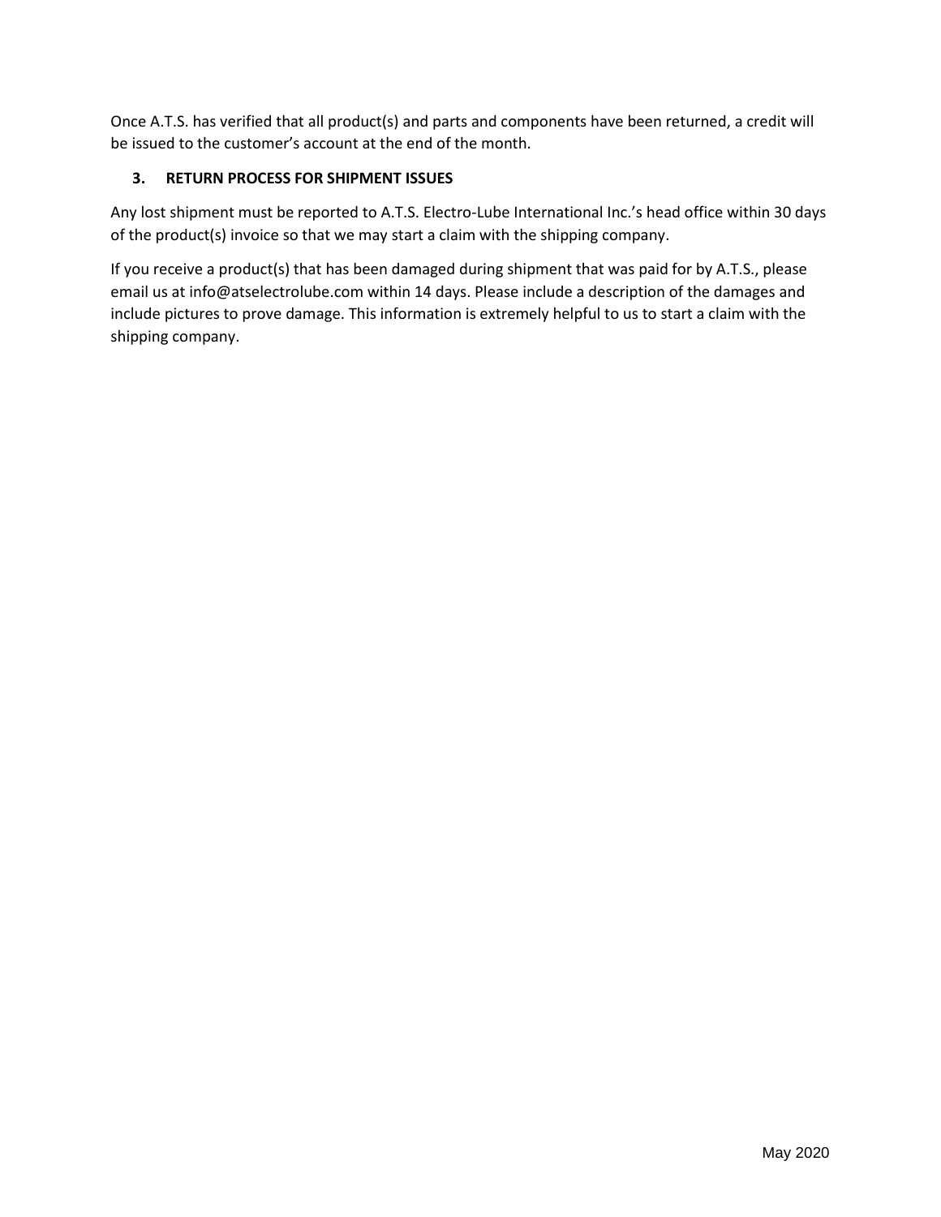Once A.T.S. has verified that all product(s) and parts and components have been returned, a credit will be issued to the customer's account at the end of the month.

### 3. RETURN PROCESS FOR SHIPMENT ISSUES

Any lost shipment must be reported to A.T.S. Electro-Lube International Inc.'s head office within 30 days of the product(s) invoice so that we may start a claim with the shipping company.

If you receive a product(s) that has been damaged during shipment that was paid for by A.T.S., please email us at info@atselectrolube.com within 14 days. Please include a description of the damages and include pictures to prove damage. This information is extremely helpful to us to start a claim with the shipping company.

May 2020